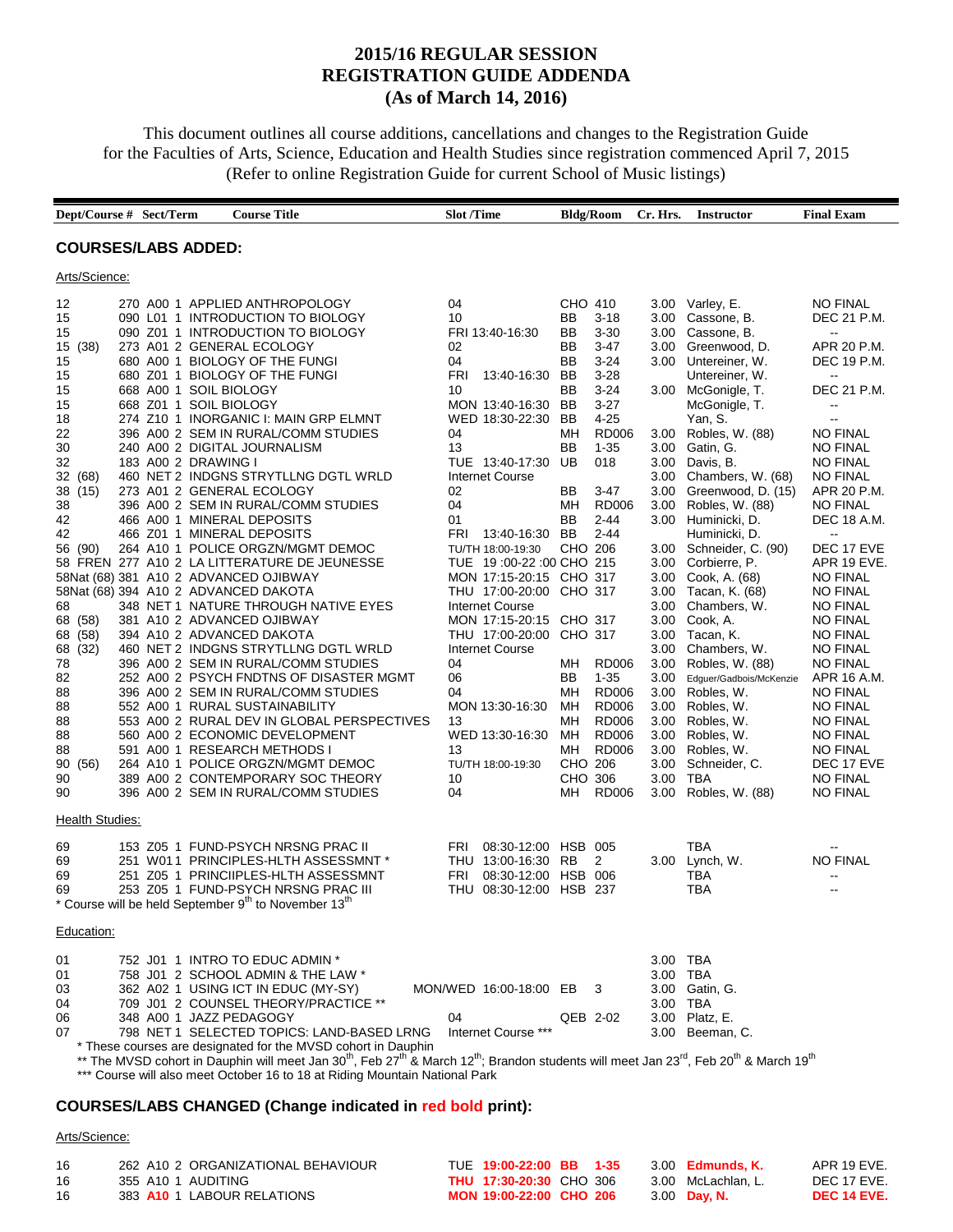# 2015/16 REGULAR SESSION
# REGISTRATION GUIDE ADDENDA
# (As of March 14, 2016)

This document outlines all course additions, cancellations and changes to the Registration Guide for the Faculties of Arts, Science, Education and Health Studies since registration commenced April 7, 2015 (Refer to online Registration Guide for current School of Music listings)

## COURSES/LABS ADDED:

### Arts/Science:

| Dept/Course # | Sect/Term | Course Title | Slot /Time | Bldg/Room | Cr. Hrs. | Instructor | Final Exam |
|---|---|---|---|---|---|---|---|
| 12 270 | A00 1 | APPLIED ANTHROPOLOGY | 04 | CHO 410 | 3.00 | Varley, E. | NO FINAL |
| 15 090 | L01 1 | INTRODUCTION TO BIOLOGY | 10 | BB 3-18 | 3.00 | Cassone, B. | DEC 21 P.M. |
| 15 090 | Z01 1 | INTRODUCTION TO BIOLOGY | FRI 13:40-16:30 | BB 3-30 | 3.00 | Cassone, B. | -- |
| 15 (38) 273 | A01 2 | GENERAL ECOLOGY | 02 | BB 3-47 | 3.00 | Greenwood, D. | APR 20 P.M. |
| 15 680 | A00 1 | BIOLOGY OF THE FUNGI | 04 | BB 3-24 | 3.00 | Untereiner, W. | DEC 19 P.M. |
| 15 680 | Z01 1 | BIOLOGY OF THE FUNGI | FRI 13:40-16:30 | BB 3-28 | | Untereiner, W. | -- |
| 15 668 | A00 1 | SOIL BIOLOGY | 10 | BB 3-24 | 3.00 | McGonigle, T. | DEC 21 P.M. |
| 15 668 | Z01 1 | SOIL BIOLOGY | MON 13:40-16:30 | BB 3-27 | | McGonigle, T. | -- |
| 18 274 | Z10 1 | INORGANIC I: MAIN GRP ELMNT | WED 18:30-22:30 | BB 4-25 | | Yan, S. | -- |
| 22 396 | A00 2 | SEM IN RURAL/COMM STUDIES | 04 | MH RD006 | 3.00 | Robles, W. (88) | NO FINAL |
| 30 240 | A00 2 | DIGITAL JOURNALISM | 13 | BB 1-35 | 3.00 | Gatin, G. | NO FINAL |
| 32 183 | A00 2 | DRAWING I | TUE 13:40-17:30 | UB 018 | 3.00 | Davis, B. | NO FINAL |
| 32 (68) 460 | NET 2 | INDGNS STRYTLLNG DGTL WRLD | Internet Course | | 3.00 | Chambers, W. (68) | NO FINAL |
| 38 (15) 273 | A01 2 | GENERAL ECOLOGY | 02 | BB 3-47 | 3.00 | Greenwood, D. (15) | APR 20 P.M. |
| 38 396 | A00 2 | SEM IN RURAL/COMM STUDIES | 04 | MH RD006 | 3.00 | Robles, W. (88) | NO FINAL |
| 42 466 | A00 1 | MINERAL DEPOSITS | 01 | BB 2-44 | 3.00 | Huminicki, D. | DEC 18 A.M. |
| 42 466 | Z01 1 | MINERAL DEPOSITS | FRI 13:40-16:30 | BB 2-44 | | Huminicki, D. | -- |
| 56 (90) 264 | A10 1 | POLICE ORGZN/MGMT DEMOC | TU/TH 18:00-19:30 | CHO 206 | 3.00 | Schneider, C. (90) | DEC 17 EVE |
| 58 FREN 277 | A10 2 | LA LITTERATURE DE JEUNESSE | TUE 19 :00-22 :00 | CHO 215 | 3.00 | Corbierre, P. | APR 19 EVE. |
| 58Nat (68) 381 | A10 2 | ADVANCED OJIBWAY | MON 17:15-20:15 | CHO 317 | 3.00 | Cook, A. (68) | NO FINAL |
| 58Nat (68) 394 | A10 2 | ADVANCED DAKOTA | THU 17:00-20:00 | CHO 317 | 3.00 | Tacan, K. (68) | NO FINAL |
| 68 348 | NET 1 | NATURE THROUGH NATIVE EYES | Internet Course | | 3.00 | Chambers, W. | NO FINAL |
| 68 (58) 381 | A10 2 | ADVANCED OJIBWAY | MON 17:15-20:15 | CHO 317 | 3.00 | Cook, A. | NO FINAL |
| 68 (58) 394 | A10 2 | ADVANCED DAKOTA | THU 17:00-20:00 | CHO 317 | 3.00 | Tacan, K. | NO FINAL |
| 68 (32) 460 | NET 2 | INDGNS STRYTLLNG DGTL WRLD | Internet Course | | 3.00 | Chambers, W. | NO FINAL |
| 78 396 | A00 2 | SEM IN RURAL/COMM STUDIES | 04 | MH RD006 | 3.00 | Robles, W. (88) | NO FINAL |
| 82 252 | A00 2 | PSYCH FNDTNS OF DISASTER MGMT | 06 | BB 1-35 | 3.00 | Edguer/Gadbois/McKenzie | APR 16 A.M. |
| 88 396 | A00 2 | SEM IN RURAL/COMM STUDIES | 04 | MH RD006 | 3.00 | Robles, W. | NO FINAL |
| 88 552 | A00 1 | RURAL SUSTAINABILITY | MON 13:30-16:30 | MH RD006 | 3.00 | Robles, W. | NO FINAL |
| 88 553 | A00 2 | RURAL DEV IN GLOBAL PERSPECTIVES | 13 | MH RD006 | 3.00 | Robles, W. | NO FINAL |
| 88 560 | A00 2 | ECONOMIC DEVELOPMENT | WED 13:30-16:30 | MH RD006 | 3.00 | Robles, W. | NO FINAL |
| 88 591 | A00 1 | RESEARCH METHODS I | 13 | MH RD006 | 3.00 | Robles, W. | NO FINAL |
| 90 (56) 264 | A10 1 | POLICE ORGZN/MGMT DEMOC | TU/TH 18:00-19:30 | CHO 206 | 3.00 | Schneider, C. | DEC 17 EVE |
| 90 389 | A00 2 | CONTEMPORARY SOC THEORY | 10 | CHO 306 | 3.00 | TBA | NO FINAL |
| 90 396 | A00 2 | SEM IN RURAL/COMM STUDIES | 04 | MH RD006 | 3.00 | Robles, W. (88) | NO FINAL |

### Health Studies:

| Dept/Course # | Sect/Term | Course Title | Slot /Time | Bldg/Room | Cr. Hrs. | Instructor | Final Exam |
|---|---|---|---|---|---|---|---|
| 69 153 | Z05 1 | FUND-PSYCH NRSNG PRAC II | FRI 08:30-12:00 | HSB 005 | | TBA | -- |
| 69 251 | W01 1 | PRINCIPLES-HLTH ASSESSMNT * | THU 13:00-16:30 | RB 2 | 3.00 | Lynch, W. | NO FINAL |
| 69 251 | Z05 1 | PRINCIIPLES-HLTH ASSESSMNT | FRI 08:30-12:00 | HSB 006 | | TBA | -- |
| 69 253 | Z05 1 | FUND-PSYCH NRSNG PRAC III | THU 08:30-12:00 | HSB 237 | | TBA | -- |

* Course will be held September 9th to November 13th

### Education:

| Dept/Course # | Sect/Term | Course Title | Slot /Time | Bldg/Room | Cr. Hrs. | Instructor | Final Exam |
|---|---|---|---|---|---|---|---|
| 01 752 | J01 1 | INTRO TO EDUC ADMIN * | | | 3.00 | TBA | |
| 01 758 | J01 2 | SCHOOL ADMIN & THE LAW * | | | 3.00 | TBA | |
| 03 362 | A02 1 | USING ICT IN EDUC (MY-SY) | MON/WED 16:00-18:00 | EB 3 | 3.00 | Gatin, G. | |
| 04 709 | J01 2 | COUNSEL THEORY/PRACTICE ** | | | 3.00 | TBA | |
| 06 348 | A00 1 | JAZZ PEDAGOGY | 04 | QEB 2-02 | 3.00 | Platz, E. | |
| 07 798 | NET 1 | SELECTED TOPICS: LAND-BASED LRNG | Internet Course *** | | 3.00 | Beeman, C. | |

* These courses are designated for the MVSD cohort in Dauphin
** The MVSD cohort in Dauphin will meet Jan 30th, Feb 27th & March 12th; Brandon students will meet Jan 23rd, Feb 20th & March 19th
*** Course will also meet October 16 to 18 at Riding Mountain National Park

## COURSES/LABS CHANGED (Change indicated in **red bold** print):

### Arts/Science:

| Dept/Course # | Sect/Term | Course Title | Slot /Time | Bldg/Room | Cr. Hrs. | Instructor | Final Exam |
|---|---|---|---|---|---|---|---|
| 16 262 | A10 2 | ORGANIZATIONAL BEHAVIOUR | TUE **19:00-22:00** | **BB 1-35** | 3.00 | **Edmunds, K.** | APR 19 EVE. |
| 16 355 | A10 1 | AUDITING | **THU 17:30-20:30** | CHO 306 | 3.00 | McLachlan, L. | DEC 17 EVE. |
| 16 383 | **A10** 1 | LABOUR RELATIONS | **MON 19:00-22:00** | **CHO 206** | 3.00 | **Day, N.** | **DEC 14 EVE.** |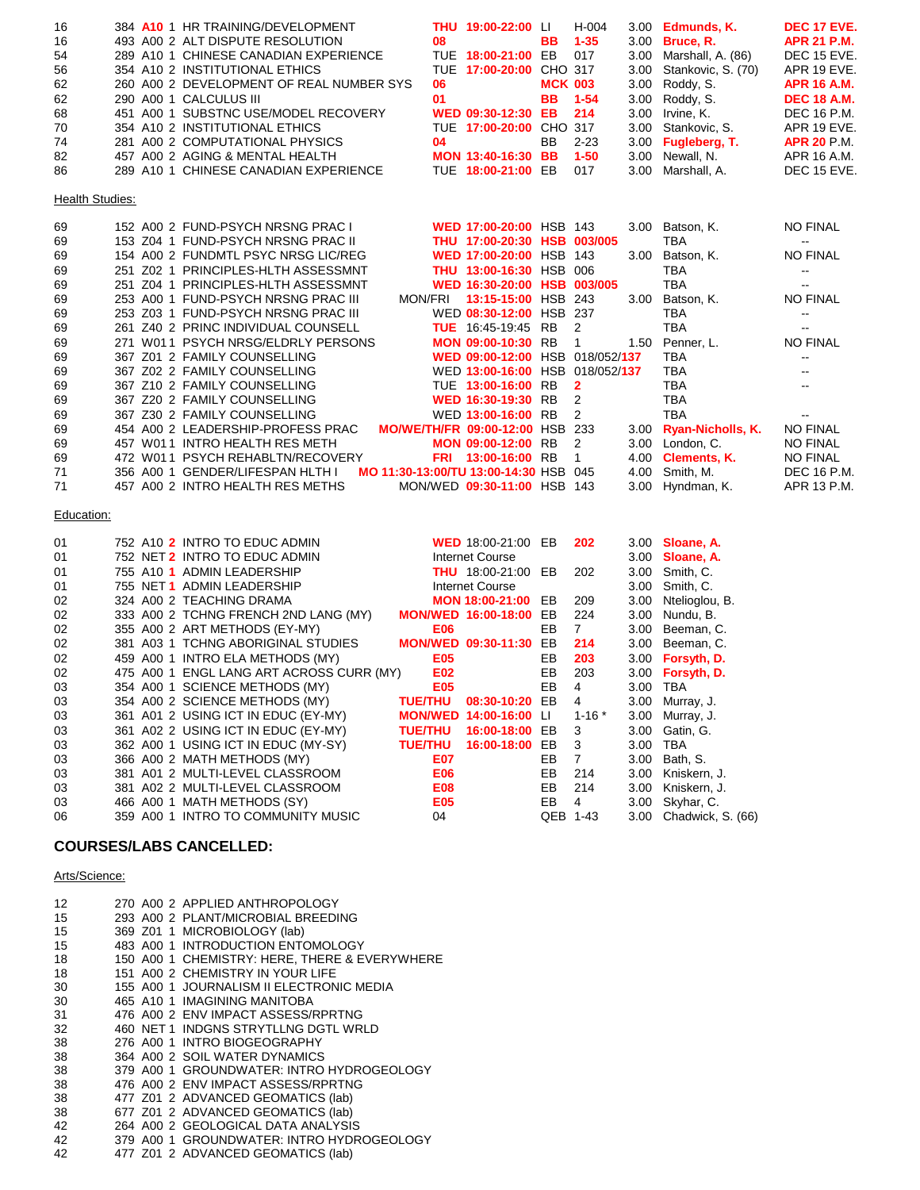| | | | | | | | | | | |
|---|---|---|---|---|---|---|---|---|---|---|
| 16 | 384 | A10 | 1 | HR TRAINING/DEVELOPMENT | THU | 19:00-22:00 | LI | H-004 | 3.00 | Edmunds, K. | DEC 17 EVE. |
| 16 | 493 | A00 | 2 | ALT DISPUTE RESOLUTION | 08 | | BB | 1-35 | 3.00 | Bruce, R. | APR 21 P.M. |
| 54 | 289 | A10 | 1 | CHINESE CANADIAN EXPERIENCE | TUE | 18:00-21:00 | EB | 017 | 3.00 | Marshall, A. (86) | DEC 15 EVE. |
| 56 | 354 | A10 | 2 | INSTITUTIONAL ETHICS | TUE | 17:00-20:00 | CHO | 317 | 3.00 | Stankovic, S. (70) | APR 19 EVE. |
| 62 | 260 | A00 | 2 | DEVELOPMENT OF REAL NUMBER SYS | 06 | | MCK | 003 | 3.00 | Roddy, S. | APR 16 A.M. |
| 62 | 290 | A00 | 1 | CALCULUS III | 01 | | BB | 1-54 | 3.00 | Roddy, S. | DEC 18 A.M. |
| 68 | 451 | A00 | 1 | SUBSTNC USE/MODEL RECOVERY | WED | 09:30-12:30 | EB | 214 | 3.00 | Irvine, K. | DEC 16 P.M. |
| 70 | 354 | A10 | 2 | INSTITUTIONAL ETHICS | TUE | 17:00-20:00 | CHO | 317 | 3.00 | Stankovic, S. | APR 19 EVE. |
| 74 | 281 | A00 | 2 | COMPUTATIONAL PHYSICS | 04 | | BB | 2-23 | 3.00 | Fugleberg, T. | APR 20 P.M. |
| 82 | 457 | A00 | 2 | AGING & MENTAL HEALTH | MON | 13:40-16:30 | BB | 1-50 | 3.00 | Newall, N. | APR 16 A.M. |
| 86 | 289 | A10 | 1 | CHINESE CANADIAN EXPERIENCE | TUE | 18:00-21:00 | EB | 017 | 3.00 | Marshall, A. | DEC 15 EVE. |

Health Studies:

| | | | | | | | | | | | |
|---|---|---|---|---|---|---|---|---|---|---|---|
| 69 | 152 | A00 | 2 | FUND-PSYCH NRSNG PRAC I | WED | 17:00-20:00 | HSB | 143 | 3.00 | Batson, K. | NO FINAL |
| 69 | 153 | Z04 | 1 | FUND-PSYCH NRSNG PRAC II | THU | 17:00-20:30 | HSB | 003/005 | | TBA | -- |
| 69 | 154 | A00 | 2 | FUNDMTL PSYC NRSG LIC/REG | WED | 17:00-20:00 | HSB | 143 | 3.00 | Batson, K. | NO FINAL |
| 69 | 251 | Z02 | 1 | PRINCIPLES-HLTH ASSESSMNT | THU | 13:00-16:30 | HSB | 006 | | TBA | -- |
| 69 | 251 | Z04 | 1 | PRINCIPLES-HLTH ASSESSMNT | WED | 16:30-20:00 | HSB | 003/005 | | TBA | -- |
| 69 | 253 | A00 | 1 | FUND-PSYCH NRSNG PRAC III | MON/FRI | 13:15-15:00 | HSB | 243 | 3.00 | Batson, K. | NO FINAL |
| 69 | 253 | Z03 | 1 | FUND-PSYCH NRSNG PRAC III | WED | 08:30-12:00 | HSB | 237 | | TBA | -- |
| 69 | 261 | Z40 | 2 | PRINC INDIVIDUAL COUNSELL | TUE | 16:45-19:45 | RB | 2 | | TBA | -- |
| 69 | 271 | W01 | 1 | PSYCH NRSG/ELDRLY PERSONS | MON | 09:00-10:30 | RB | 1 | 1.50 | Penner, L. | NO FINAL |
| 69 | 367 | Z01 | 2 | FAMILY COUNSELLING | WED | 09:00-12:00 | HSB | 018/052/137 | | TBA | -- |
| 69 | 367 | Z02 | 2 | FAMILY COUNSELLING | WED | 13:00-16:00 | HSB | 018/052/137 | | TBA | -- |
| 69 | 367 | Z10 | 2 | FAMILY COUNSELLING | TUE | 13:00-16:00 | RB | 2 | | TBA | -- |
| 69 | 367 | Z20 | 2 | FAMILY COUNSELLING | WED | 16:30-19:30 | RB | 2 | | TBA | |
| 69 | 367 | Z30 | 2 | FAMILY COUNSELLING | WED | 13:00-16:00 | RB | 2 | | TBA | -- |
| 69 | 454 | A00 | 2 | LEADERSHIP-PROFESS PRAC | MO/WE/TH/FR | 09:00-12:00 | HSB | 233 | 3.00 | Ryan-Nicholls, K. | NO FINAL |
| 69 | 457 | W01 | 1 | INTRO HEALTH RES METH | MON | 09:00-12:00 | RB | 2 | 3.00 | London, C. | NO FINAL |
| 69 | 472 | W01 | 1 | PSYCH REHABLTN/RECOVERY | FRI | 13:00-16:00 | RB | 1 | 4.00 | Clements, K. | NO FINAL |
| 71 | 356 | A00 | 1 | GENDER/LIFESPAN HLTH I | MO 11:30-13:00/TU | 13:00-14:30 | HSB | 045 | 4.00 | Smith, M. | DEC 16 P.M. |
| 71 | 457 | A00 | 2 | INTRO HEALTH RES METHS | MON/WED | 09:30-11:00 | HSB | 143 | 3.00 | Hyndman, K. | APR 13 P.M. |

Education:

| | | | | | | | | | | |
|---|---|---|---|---|---|---|---|---|---|---|
| 01 | 752 | A10 | 2 | INTRO TO EDUC ADMIN | WED | 18:00-21:00 | EB | 202 | 3.00 | Sloane, A. |
| 01 | 752 | NET | 2 | INTRO TO EDUC ADMIN | Internet Course | | | | 3.00 | Sloane, A. |
| 01 | 755 | A10 | 1 | ADMIN LEADERSHIP | THU | 18:00-21:00 | EB | 202 | 3.00 | Smith, C. |
| 01 | 755 | NET | 1 | ADMIN LEADERSHIP | Internet Course | | | | 3.00 | Smith, C. |
| 02 | 324 | A00 | 2 | TEACHING DRAMA | MON | 18:00-21:00 | EB | 209 | 3.00 | Ntelioglou, B. |
| 02 | 333 | A00 | 2 | TCHNG FRENCH 2ND LANG (MY) | MON/WED | 16:00-18:00 | EB | 224 | 3.00 | Nundu, B. |
| 02 | 355 | A00 | 2 | ART METHODS (EY-MY) | E06 | | EB | 7 | 3.00 | Beeman, C. |
| 02 | 381 | A03 | 1 | TCHNG ABORIGINAL STUDIES | MON/WED | 09:30-11:30 | EB | 214 | 3.00 | Beeman, C. |
| 02 | 459 | A00 | 1 | INTRO ELA METHODS (MY) | E05 | | EB | 203 | 3.00 | Forsyth, D. |
| 02 | 475 | A00 | 1 | ENGL LANG ART ACROSS CURR (MY) | E02 | | EB | 203 | 3.00 | Forsyth, D. |
| 03 | 354 | A00 | 1 | SCIENCE METHODS (MY) | E05 | | EB | 4 | 3.00 | TBA |
| 03 | 354 | A00 | 2 | SCIENCE METHODS (MY) | TUE/THU | 08:30-10:20 | EB | 4 | 3.00 | Murray, J. |
| 03 | 361 | A01 | 2 | USING ICT IN EDUC (EY-MY) | MON/WED | 14:00-16:00 | LI | 1-16 * | 3.00 | Murray, J. |
| 03 | 361 | A02 | 2 | USING ICT IN EDUC (EY-MY) | TUE/THU | 16:00-18:00 | EB | 3 | 3.00 | Gatin, G. |
| 03 | 362 | A00 | 1 | USING ICT IN EDUC (MY-SY) | TUE/THU | 16:00-18:00 | EB | 3 | 3.00 | TBA |
| 03 | 366 | A00 | 2 | MATH METHODS (MY) | E07 | | EB | 7 | 3.00 | Bath, S. |
| 03 | 381 | A01 | 2 | MULTI-LEVEL CLASSROOM | E06 | | EB | 214 | 3.00 | Kniskern, J. |
| 03 | 381 | A02 | 2 | MULTI-LEVEL CLASSROOM | E08 | | EB | 214 | 3.00 | Kniskern, J. |
| 03 | 466 | A00 | 1 | MATH METHODS (SY) | E05 | | EB | 4 | 3.00 | Skyhar, C. |
| 06 | 359 | A00 | 1 | INTRO TO COMMUNITY MUSIC | 04 | | QEB | 1-43 | 3.00 | Chadwick, S. (66) |

## COURSES/LABS CANCELLED:

Arts/Science:

| | | | | |
|---|---|---|---|---|
| 12 | 270 | A00 | 2 | APPLIED ANTHROPOLOGY |
| 15 | 293 | A00 | 2 | PLANT/MICROBIAL BREEDING |
| 15 | 369 | Z01 | 1 | MICROBIOLOGY (lab) |
| 15 | 483 | A00 | 1 | INTRODUCTION ENTOMOLOGY |
| 18 | 150 | A00 | 1 | CHEMISTRY: HERE, THERE & EVERYWHERE |
| 18 | 151 | A00 | 2 | CHEMISTRY IN YOUR LIFE |
| 30 | 155 | A00 | 1 | JOURNALISM II ELECTRONIC MEDIA |
| 30 | 465 | A10 | 1 | IMAGINING MANITOBA |
| 31 | 476 | A00 | 2 | ENV IMPACT ASSESS/RPRTNG |
| 32 | 460 | NET | 1 | INDGNS STRYTLLNG DGTL WRLD |
| 38 | 276 | A00 | 1 | INTRO BIOGEOGRAPHY |
| 38 | 364 | A00 | 2 | SOIL WATER DYNAMICS |
| 38 | 379 | A00 | 1 | GROUNDWATER: INTRO HYDROGEOLOGY |
| 38 | 476 | A00 | 2 | ENV IMPACT ASSESS/RPRTNG |
| 38 | 477 | Z01 | 2 | ADVANCED GEOMATICS (lab) |
| 38 | 677 | Z01 | 2 | ADVANCED GEOMATICS (lab) |
| 42 | 264 | A00 | 2 | GEOLOGICAL DATA ANALYSIS |
| 42 | 379 | A00 | 1 | GROUNDWATER: INTRO HYDROGEOLOGY |
| 42 | 477 | Z01 | 2 | ADVANCED GEOMATICS (lab) |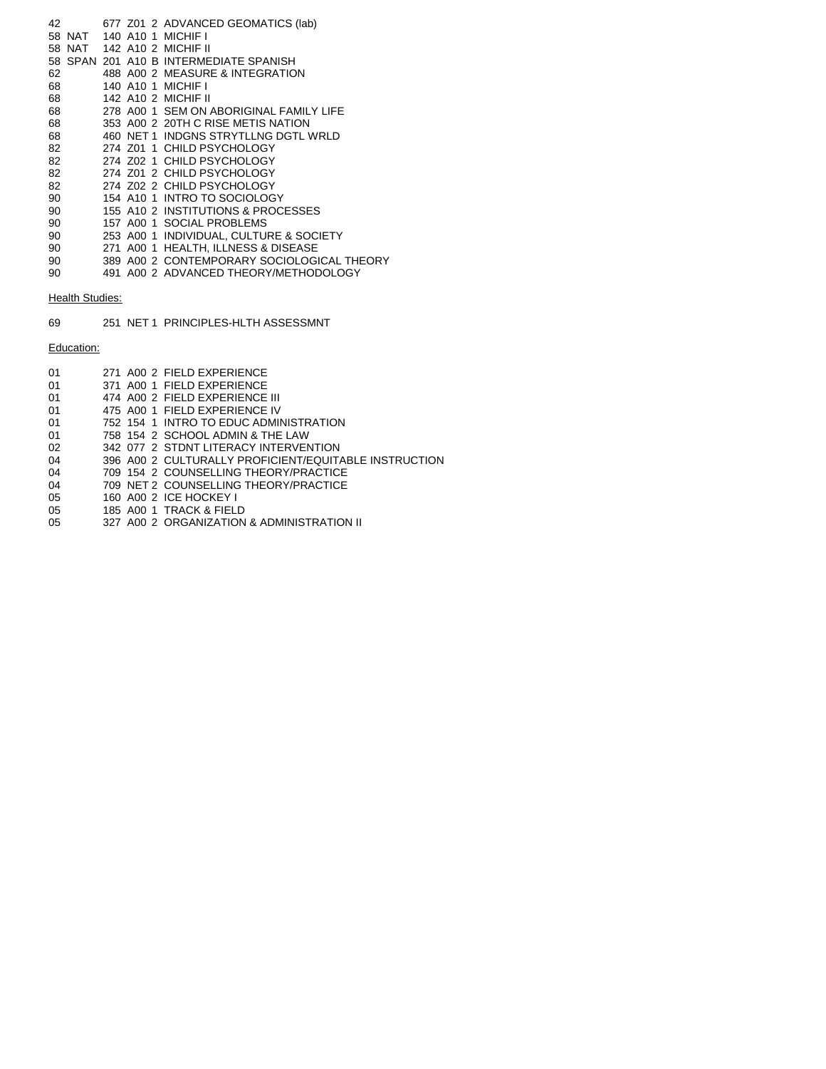| | | | | | |
|---|---|---|---|---|---|
| 42 | | 677 | Z01 | 2 | ADVANCED GEOMATICS (lab) |
| 58 | NAT | 140 | A10 | 1 | MICHIF I |
| 58 | NAT | 142 | A10 | 2 | MICHIF II |
| 58 | SPAN | 201 | A10 | B | INTERMEDIATE SPANISH |
| 62 | | 488 | A00 | 2 | MEASURE & INTEGRATION |
| 68 | | 140 | A10 | 1 | MICHIF I |
| 68 | | 142 | A10 | 2 | MICHIF II |
| 68 | | 278 | A00 | 1 | SEM ON ABORIGINAL FAMILY LIFE |
| 68 | | 353 | A00 | 2 | 20TH C RISE METIS NATION |
| 68 | | 460 | NET | 1 | INDGNS STRYTLLNG DGTL WRLD |
| 82 | | 274 | Z01 | 1 | CHILD PSYCHOLOGY |
| 82 | | 274 | Z02 | 1 | CHILD PSYCHOLOGY |
| 82 | | 274 | Z01 | 2 | CHILD PSYCHOLOGY |
| 82 | | 274 | Z02 | 2 | CHILD PSYCHOLOGY |
| 90 | | 154 | A10 | 1 | INTRO TO SOCIOLOGY |
| 90 | | 155 | A10 | 2 | INSTITUTIONS & PROCESSES |
| 90 | | 157 | A00 | 1 | SOCIAL PROBLEMS |
| 90 | | 253 | A00 | 1 | INDIVIDUAL, CULTURE & SOCIETY |
| 90 | | 271 | A00 | 1 | HEALTH, ILLNESS & DISEASE |
| 90 | | 389 | A00 | 2 | CONTEMPORARY SOCIOLOGICAL THEORY |
| 90 | | 491 | A00 | 2 | ADVANCED THEORY/METHODOLOGY |

Health Studies:

| | | | | | |
|---|---|---|---|---|---|
| 69 | | 251 | NET | 1 | PRINCIPLES-HLTH ASSESSMNT |

Education:

| | | | | | |
|---|---|---|---|---|---|
| 01 | | 271 | A00 | 2 | FIELD EXPERIENCE |
| 01 | | 371 | A00 | 1 | FIELD EXPERIENCE |
| 01 | | 474 | A00 | 2 | FIELD EXPERIENCE III |
| 01 | | 475 | A00 | 1 | FIELD EXPERIENCE IV |
| 01 | | 752 | 154 | 1 | INTRO TO EDUC ADMINISTRATION |
| 01 | | 758 | 154 | 2 | SCHOOL ADMIN & THE LAW |
| 02 | | 342 | 077 | 2 | STDNT LITERACY INTERVENTION |
| 04 | | 396 | A00 | 2 | CULTURALLY PROFICIENT/EQUITABLE INSTRUCTION |
| 04 | | 709 | 154 | 2 | COUNSELLING THEORY/PRACTICE |
| 04 | | 709 | NET | 2 | COUNSELLING THEORY/PRACTICE |
| 05 | | 160 | A00 | 2 | ICE HOCKEY I |
| 05 | | 185 | A00 | 1 | TRACK & FIELD |
| 05 | | 327 | A00 | 2 | ORGANIZATION & ADMINISTRATION II |